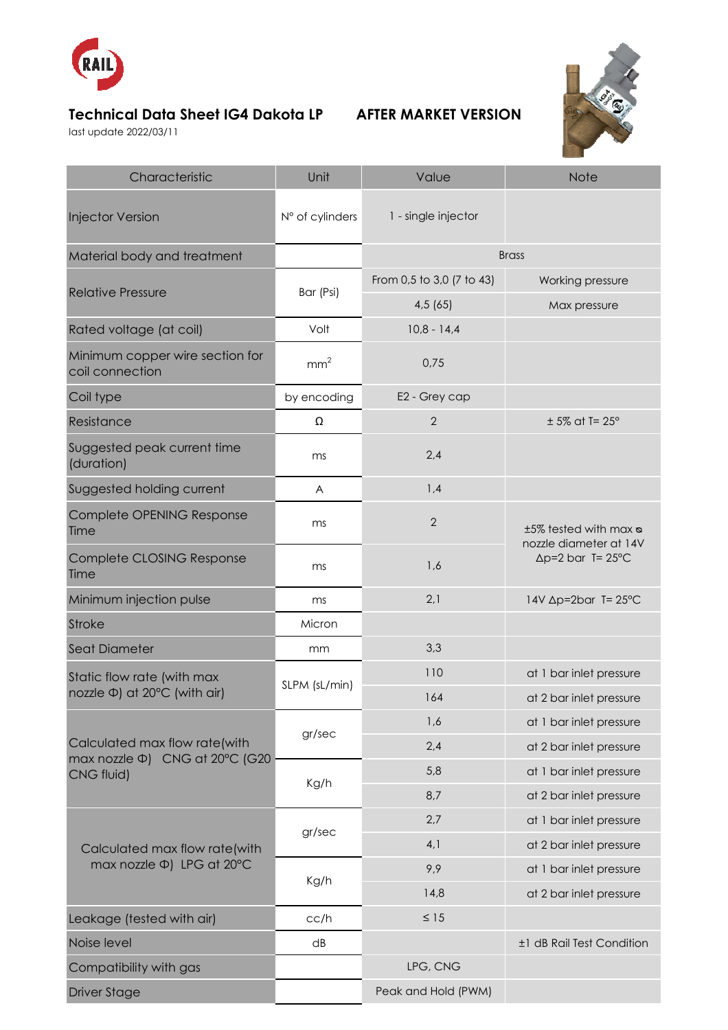# Technical Data Sheet IG4 Dakota LP AFTER MARKET VERSION

last update 2022/03/11

| Characteristic | Unit | Value | Note |
|---|---|---|---|
| Injector Version | N° of cylinders | 1 - single injector | |
| Material body and treatment | | Brass | |
| Relative Pressure | Bar (Psi) | From 0,5 to 3,0 (7 to 43) | Working pressure |
| | | 4,5 (65) | Max pressure |
| Rated voltage (at coil) | Volt | 10,8 - 14,4 | |
| Minimum copper wire section for coil connection | $mm^2$ | 0,75 | |
| Coil type | by encoding | E2 - Grey cap | |
| Resistance | Ω | 2 | ± 5% at T= 25° |
| Suggested peak current time (duration) | ms | 2,4 | |
| Suggested holding current | A | 1,4 | |
| Complete OPENING Response Time | ms | 2 | ±5% tested with max ⌀ nozzle diameter at 14V Δp=2 bar T= 25°C |
| Complete CLOSING Response Time | ms | 1,6 | |
| Minimum injection pulse | ms | 2,1 | 14V Δp=2bar T= 25°C |
| Stroke | Micron | | |
| Seat Diameter | mm | 3,3 | |
| Static flow rate (with max nozzle Φ) at 20°C (with air) | SLPM (sL/min) | 110 | at 1 bar inlet pressure |
| | | 164 | at 2 bar inlet pressure |
| Calculated max flow rate(with max nozzle Φ) CNG at 20°C (G20 CNG fluid) | gr/sec | 1,6 | at 1 bar inlet pressure |
| | | 2,4 | at 2 bar inlet pressure |
| | Kg/h | 5,8 | at 1 bar inlet pressure |
| | | 8,7 | at 2 bar inlet pressure |
| Calculated max flow rate(with max nozzle Φ) LPG at 20°C | gr/sec | 2,7 | at 1 bar inlet pressure |
| | | 4,1 | at 2 bar inlet pressure |
| | Kg/h | 9,9 | at 1 bar inlet pressure |
| | | 14,8 | at 2 bar inlet pressure |
| Leakage (tested with air) | cc/h | ≤ 15 | |
| Noise level | dB | | ±1 dB Rail Test Condition |
| Compatibility with gas | | LPG, CNG | |
| Driver Stage | | Peak and Hold (PWM) | |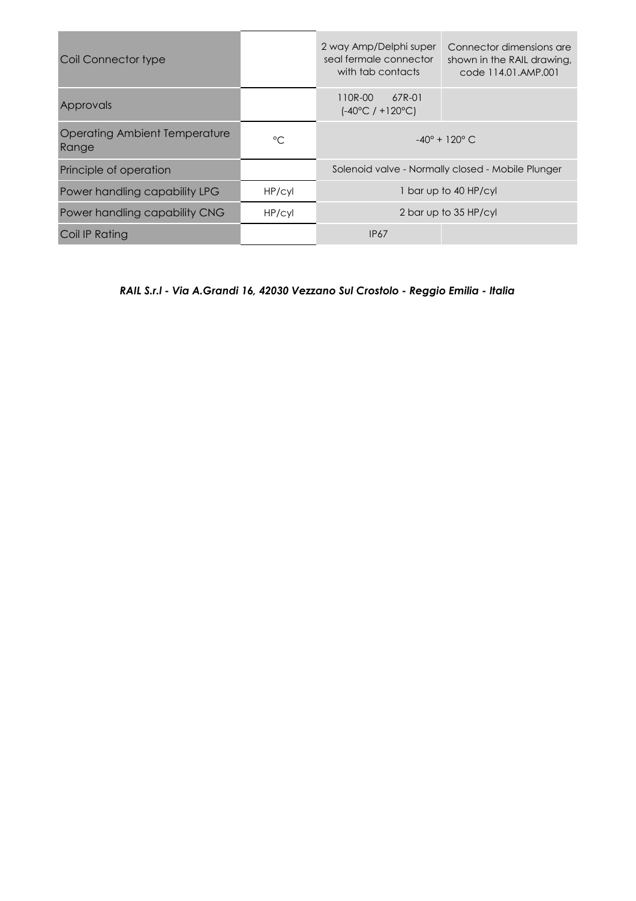| | | | |
|---|---|---|---|
| Coil Connector type | | 2 way Amp/Delphi super seal fermale connector with tab contacts | Connector dimensions are shown in the RAIL drawing, code 114.01.AMP.001 |
| Approvals | | 110R-00 67R-01 (-40°C / +120°C) | |
| Operating Ambient Temperature Range | °C | -40° + 120° C | |
| Principle of operation | | Solenoid valve - Normally closed - Mobile Plunger | |
| Power handling capability LPG | HP/cyl | 1 bar up to 40 HP/cyl | |
| Power handling capability CNG | HP/cyl | 2 bar up to 35 HP/cyl | |
| Coil IP Rating | | IP67 | |

***RAIL S.r.l - Via A.Grandi 16, 42030 Vezzano Sul Crostolo - Reggio Emilia - Italia***